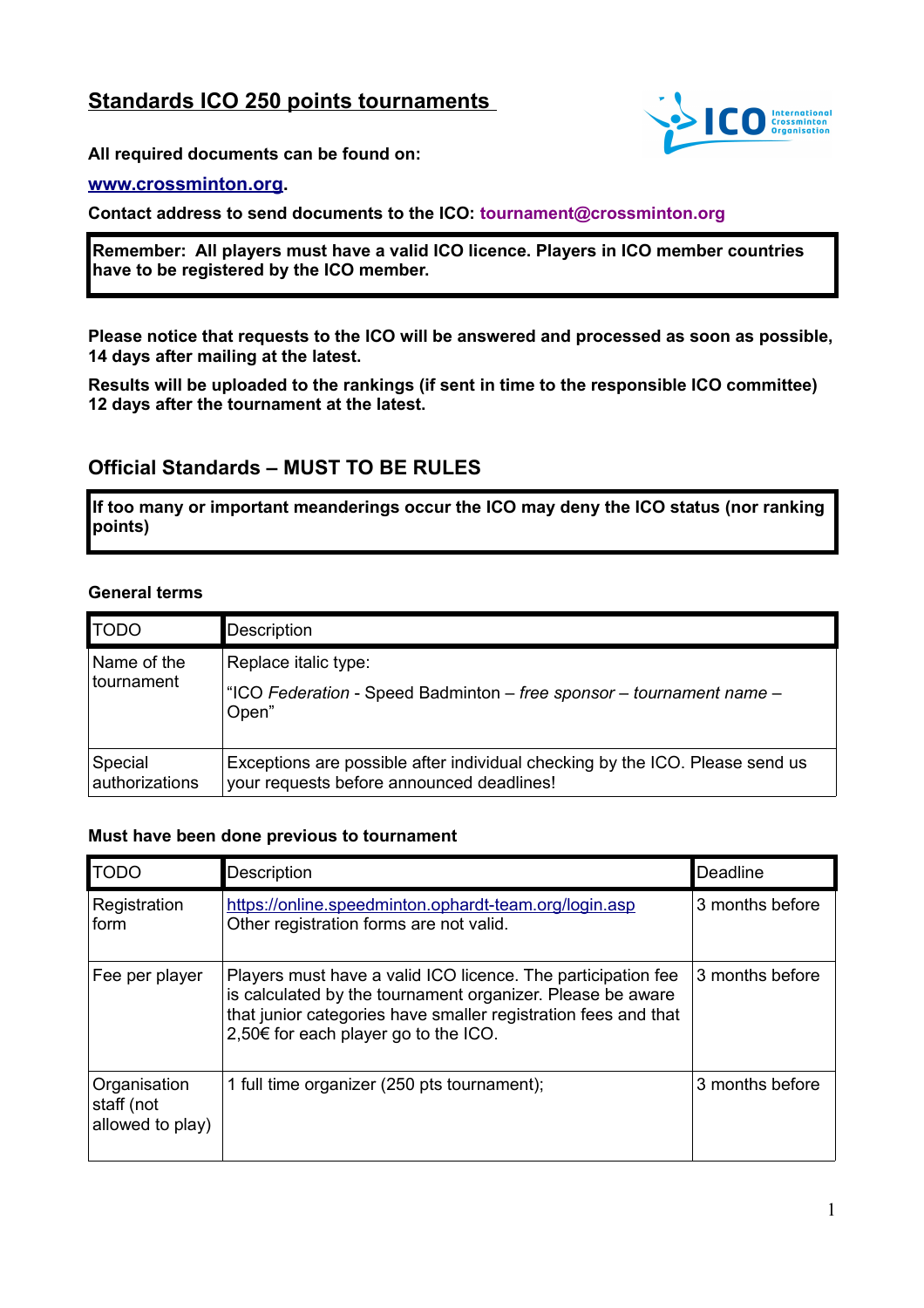# Standards ICO 250 points tournaments

**All required documents can be found on:**

**www.crossminton.org**.

**Contact address to send documents to the ICO: tournament@crossminton.org**

> **Remember: All players must have a valid ICO licence. Players in ICO member countries have to be registered by the ICO member.**

**Please notice that requests to the ICO will be answered and processed as soon as possible, 14 days after mailing at the latest.**

**Results will be uploaded to the rankings (if sent in time to the responsible ICO committee) 12 days after the tournament at the latest.**

## Official Standards – MUST TO BE RULES

> **If too many or important meanderings occur the ICO may deny the ICO status (nor ranking points)**

### General terms

| TODO | Description |
|---|---|
| Name of the tournament | Replace italic type:<br>"ICO *Federation* - Speed Badminton – *free sponsor* – *tournament name* – Open" |
| Special authorizations | Exceptions are possible after individual checking by the ICO. Please send us your requests before announced deadlines! |

### Must have been done previous to tournament

| TODO | Description | Deadline |
|---|---|---|
| Registration form | https://online.speedminton.ophardt-team.org/login.asp<br>Other registration forms are not valid. | 3 months before |
| Fee per player | Players must have a valid ICO licence. The participation fee is calculated by the tournament organizer. Please be aware that junior categories have smaller registration fees and that 2,50€ for each player go to the ICO. | 3 months before |
| Organisation staff (not allowed to play) | 1 full time organizer (250 pts tournament); | 3 months before |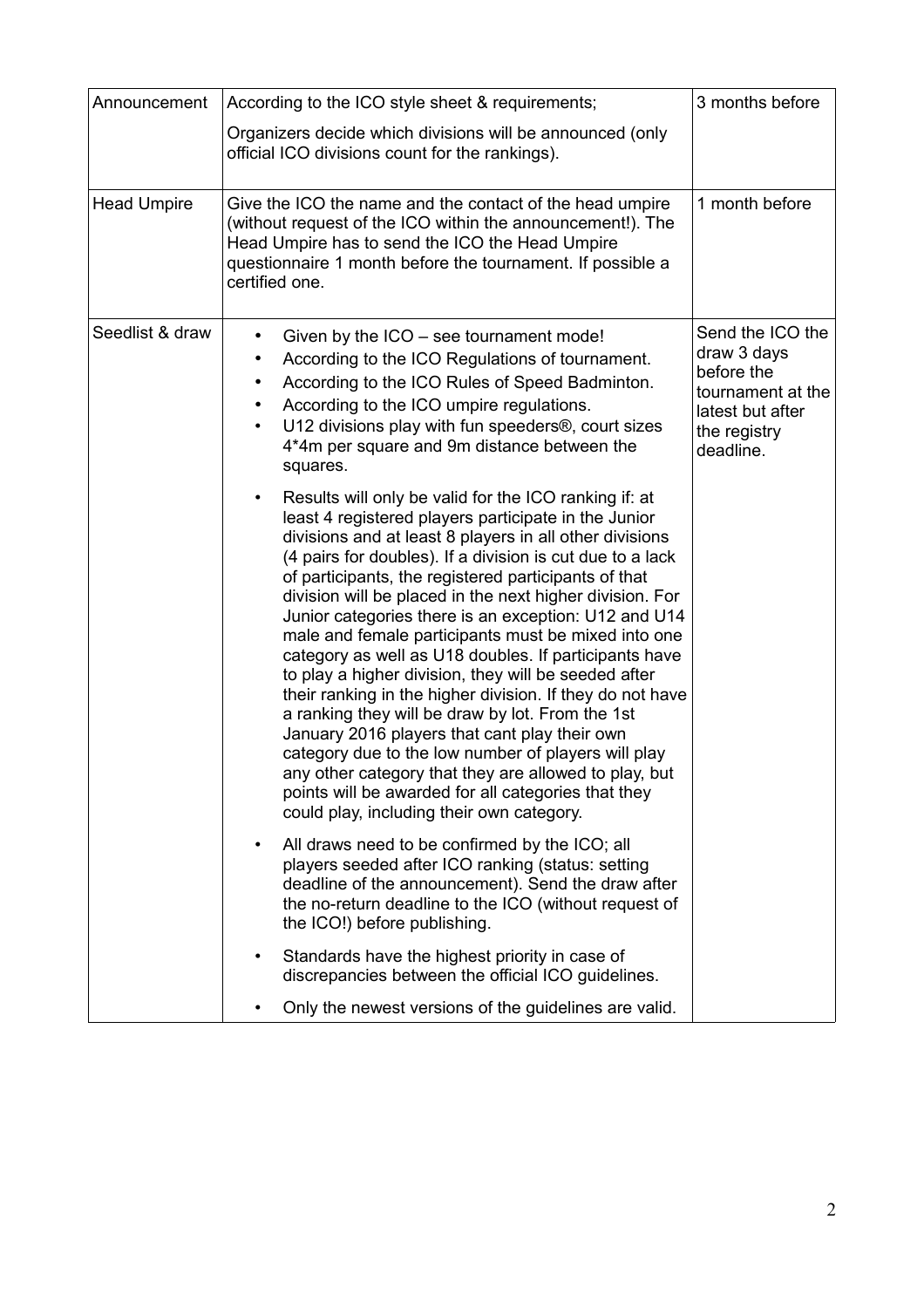| | | |
|---|---|---|
| Announcement | According to the ICO style sheet & requirements;<br><br>Organizers decide which divisions will be announced (only official ICO divisions count for the rankings). | 3 months before |
| Head Umpire | Give the ICO the name and the contact of the head umpire (without request of the ICO within the announcement!). The Head Umpire has to send the ICO the Head Umpire questionnaire 1 month before the tournament. If possible a certified one. | 1 month before |
| Seedlist & draw | • Given by the ICO – see tournament mode!<br>• According to the ICO Regulations of tournament.<br>• According to the ICO Rules of Speed Badminton.<br>• According to the ICO umpire regulations.<br>• U12 divisions play with fun speeders®, court sizes 4*4m per square and 9m distance between the squares.<br><br>• Results will only be valid for the ICO ranking if: at least 4 registered players participate in the Junior divisions and at least 8 players in all other divisions (4 pairs for doubles). If a division is cut due to a lack of participants, the registered participants of that division will be placed in the next higher division. For Junior categories there is an exception: U12 and U14 male and female participants must be mixed into one category as well as U18 doubles. If participants have to play a higher division, they will be seeded after their ranking in the higher division. If they do not have a ranking they will be draw by lot. From the 1st January 2016 players that cant play their own category due to the low number of players will play any other category that they are allowed to play, but points will be awarded for all categories that they could play, including their own category.<br><br>• All draws need to be confirmed by the ICO; all players seeded after ICO ranking (status: setting deadline of the announcement). Send the draw after the no-return deadline to the ICO (without request of the ICO!) before publishing.<br><br>• Standards have the highest priority in case of discrepancies between the official ICO guidelines.<br><br>• Only the newest versions of the guidelines are valid. | Send the ICO the draw 3 days before the tournament at the latest but after the registry deadline. |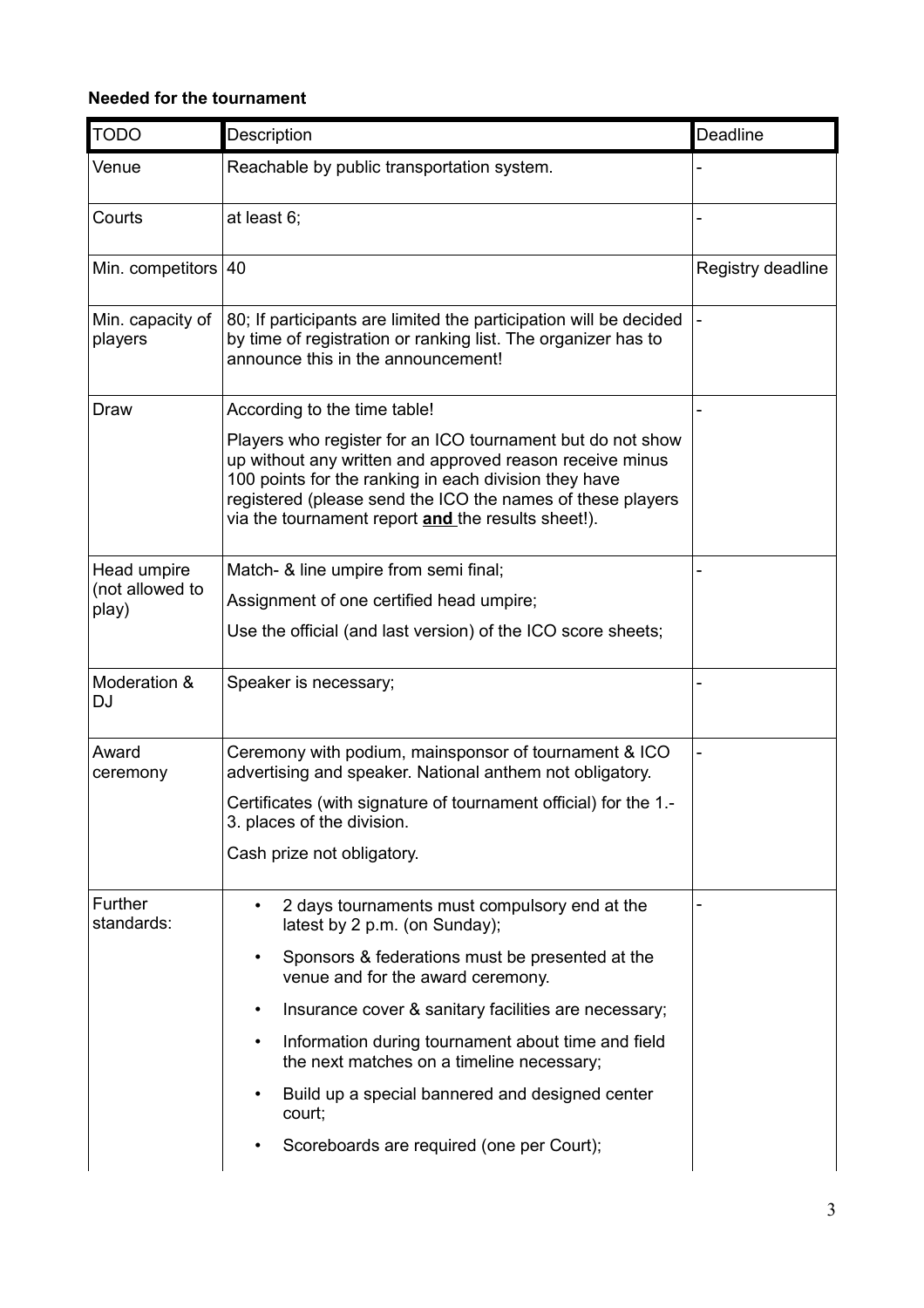**Needed for the tournament**

| TODO | Description | Deadline |
|---|---|---|
| Venue | Reachable by public transportation system. | - |
| Courts | at least 6; | - |
| Min. competitors | 40 | Registry deadline |
| Min. capacity of players | 80; If participants are limited the participation will be decided by time of registration or ranking list. The organizer has to announce this in the announcement! | - |
| Draw | According to the time table!<br><br>Players who register for an ICO tournament but do not show up without any written and approved reason receive minus 100 points for the ranking in each division they have registered (please send the ICO the names of these players via the tournament report **<u>and</u>** the results sheet!). | - |
| Head umpire (not allowed to play) | Match- & line umpire from semi final;<br><br>Assignment of one certified head umpire;<br><br>Use the official (and last version) of the ICO score sheets; | - |
| Moderation & DJ | Speaker is necessary; | - |
| Award ceremony | Ceremony with podium, mainsponsor of tournament & ICO advertising and speaker. National anthem not obligatory.<br><br>Certificates (with signature of tournament official) for the 1.-3. places of the division.<br><br>Cash prize not obligatory. | - |
| Further standards: | • 2 days tournaments must compulsory end at the latest by 2 p.m. (on Sunday);<br>• Sponsors & federations must be presented at the venue and for the award ceremony.<br>• Insurance cover & sanitary facilities are necessary;<br>• Information during tournament about time and field the next matches on a timeline necessary;<br>• Build up a special bannered and designed center court;<br>• Scoreboards are required (one per Court); | - |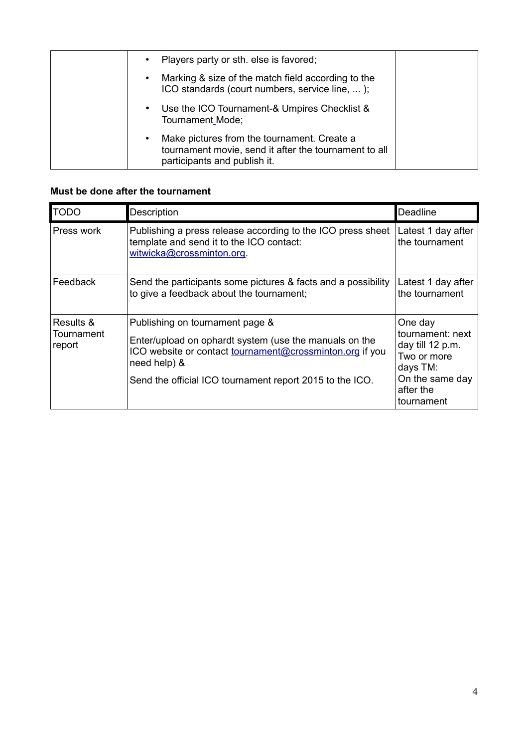| | | |
|---|---|---|
| | • Players party or sth. else is favored;<br>• Marking & size of the match field according to the ICO standards (court numbers, service line, ... );<br>• Use the ICO Tournament-& Umpires Checklist & Tournament_Mode;<br>• Make pictures from the tournament. Create a tournament movie, send it after the tournament to all participants and publish it. | |

**Must be done after the tournament**

| TODO | Description | Deadline |
|---|---|---|
| Press work | Publishing a press release according to the ICO press sheet template and send it to the ICO contact: witwicka@crossminton.org. | Latest 1 day after the tournament |
| Feedback | Send the participants some pictures & facts and a possibility to give a feedback about the tournament; | Latest 1 day after the tournament |
| Results & Tournament report | Publishing on tournament page &<br>Enter/upload on ophardt system (use the manuals on the ICO website or contact tournament@crossminton.org if you need help) &<br>Send the official ICO tournament report 2015 to the ICO. | One day tournament: next day till 12 p.m.<br>Two or more days TM: On the same day after the tournament |